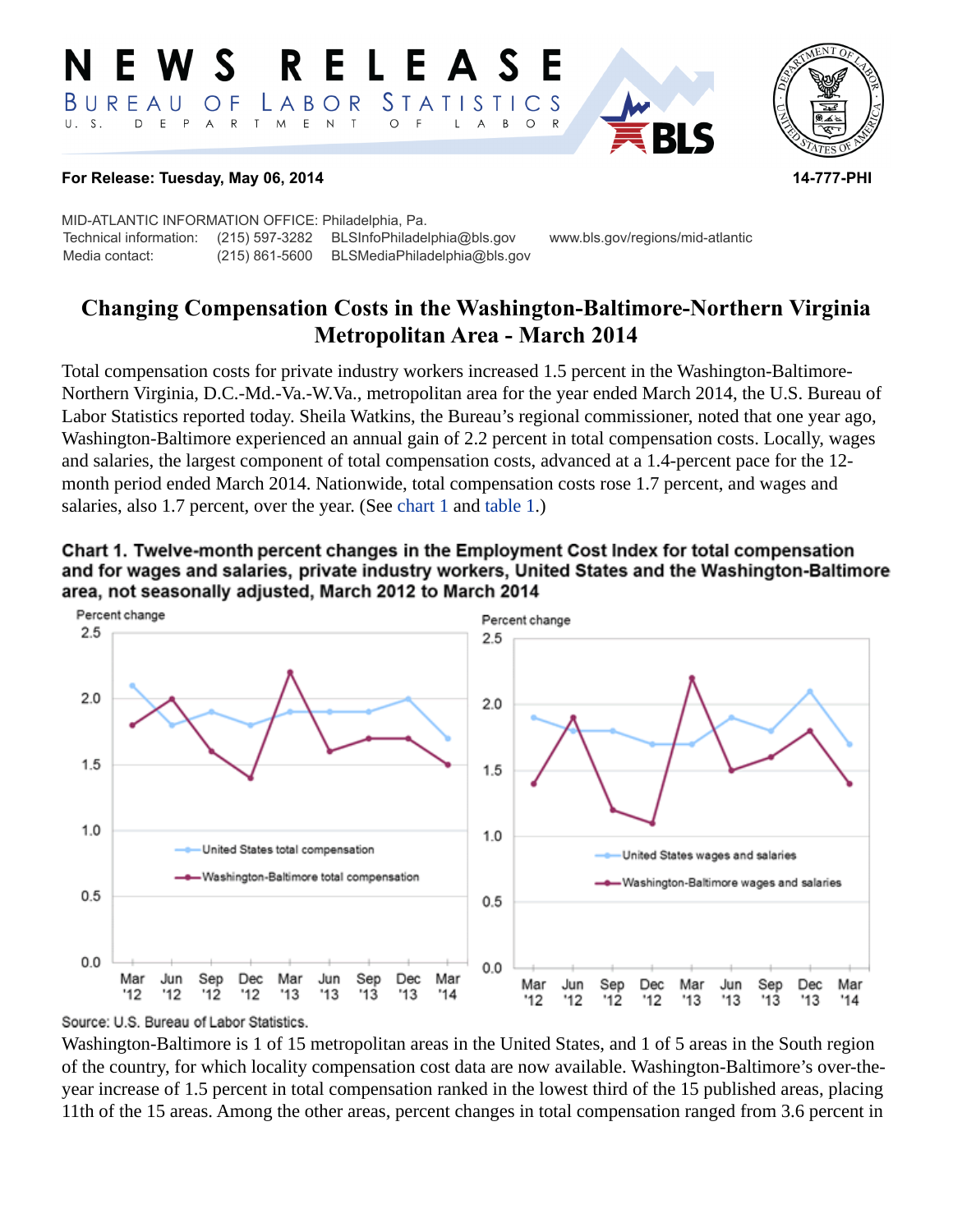# NEWS RELEASE

BUREAU OF LABOR STATISTICS
U.S. DEPARTMENT OF LABOR

**For Release: Tuesday, May 06, 2014** **14-777-PHI**

MID-ATLANTIC INFORMATION OFFICE: Philadelphia, Pa.
Technical information: (215) 597-3282 BLSInfoPhiladelphia@bls.gov www.bls.gov/regions/mid-atlantic
Media contact: (215) 861-5600 BLSMediaPhiladelphia@bls.gov

## Changing Compensation Costs in the Washington-Baltimore-Northern Virginia Metropolitan Area - March 2014

Total compensation costs for private industry workers increased 1.5 percent in the Washington-Baltimore-Northern Virginia, D.C.-Md.-Va.-W.Va., metropolitan area for the year ended March 2014, the U.S. Bureau of Labor Statistics reported today. Sheila Watkins, the Bureau's regional commissioner, noted that one year ago, Washington-Baltimore experienced an annual gain of 2.2 percent in total compensation costs. Locally, wages and salaries, the largest component of total compensation costs, advanced at a 1.4-percent pace for the 12-month period ended March 2014. Nationwide, total compensation costs rose 1.7 percent, and wages and salaries, also 1.7 percent, over the year. (See chart 1 and table 1.)

**Chart 1. Twelve-month percent changes in the Employment Cost Index for total compensation and for wages and salaries, private industry workers, United States and the Washington-Baltimore area, not seasonally adjusted, March 2012 to March 2014**

| Period | United States total compensation | Washington-Baltimore total compensation | United States wages and salaries | Washington-Baltimore wages and salaries |
| --- | --- | --- | --- | --- |
| Mar '12 | 2.1 | 1.8 | 1.9 | 1.4 |
| Jun '12 | 1.8 | 2.0 | 1.8 | 1.9 |
| Sep '12 | 1.9 | 1.6 | 1.8 | 1.2 |
| Dec '12 | 1.8 | 1.4 | 1.7 | 1.1 |
| Mar '13 | 1.9 | 2.2 | 1.7 | 2.2 |
| Jun '13 | 1.9 | 1.6 | 1.9 | 1.5 |
| Sep '13 | 1.9 | 1.7 | 1.8 | 1.6 |
| Dec '13 | 2.0 | 1.7 | 2.1 | 1.8 |
| Mar '14 | 1.7 | 1.5 | 1.7 | 1.4 |

Source: U.S. Bureau of Labor Statistics.

Washington-Baltimore is 1 of 15 metropolitan areas in the United States, and 1 of 5 areas in the South region of the country, for which locality compensation cost data are now available. Washington-Baltimore's over-the-year increase of 1.5 percent in total compensation ranked in the lowest third of the 15 published areas, placing 11th of the 15 areas. Among the other areas, percent changes in total compensation ranged from 3.6 percent in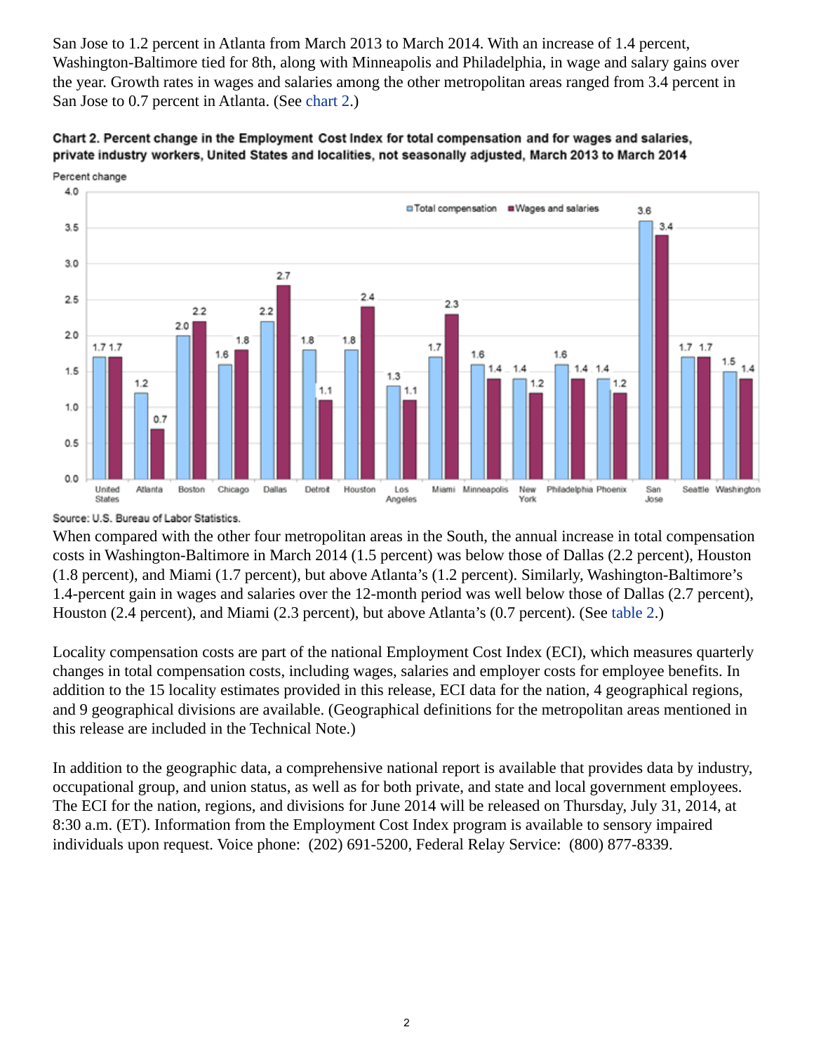San Jose to 1.2 percent in Atlanta from March 2013 to March 2014. With an increase of 1.4 percent, Washington-Baltimore tied for 8th, along with Minneapolis and Philadelphia, in wage and salary gains over the year. Growth rates in wages and salaries among the other metropolitan areas ranged from 3.4 percent in San Jose to 0.7 percent in Atlanta. (See chart 2.)

**Chart 2. Percent change in the Employment Cost Index for total compensation and for wages and salaries, private industry workers, United States and localities, not seasonally adjusted, March 2013 to March 2014**

| Area | Total compensation | Wages and salaries |
|---|---|---|
| United States | 1.7 | 1.7 |
| Atlanta | 1.2 | 0.7 |
| Boston | 2.0 | 2.2 |
| Chicago | 1.6 | 1.8 |
| Dallas | 2.2 | 2.7 |
| Detroit | 1.8 | 1.1 |
| Houston | 1.8 | 2.4 |
| Los Angeles | 1.3 | 1.1 |
| Miami | 1.7 | 2.3 |
| Minneapolis | 1.6 | 1.4 |
| New York | 1.4 | 1.2 |
| Philadelphia | 1.6 | 1.4 |
| Phoenix | 1.4 | 1.2 |
| San Jose | 3.6 | 3.4 |
| Seattle | 1.7 | 1.7 |
| Washington | 1.5 | 1.4 |

Source: U.S. Bureau of Labor Statistics.

When compared with the other four metropolitan areas in the South, the annual increase in total compensation costs in Washington-Baltimore in March 2014 (1.5 percent) was below those of Dallas (2.2 percent), Houston (1.8 percent), and Miami (1.7 percent), but above Atlanta's (1.2 percent). Similarly, Washington-Baltimore's 1.4-percent gain in wages and salaries over the 12-month period was well below those of Dallas (2.7 percent), Houston (2.4 percent), and Miami (2.3 percent), but above Atlanta's (0.7 percent). (See table 2.)

Locality compensation costs are part of the national Employment Cost Index (ECI), which measures quarterly changes in total compensation costs, including wages, salaries and employer costs for employee benefits. In addition to the 15 locality estimates provided in this release, ECI data for the nation, 4 geographical regions, and 9 geographical divisions are available. (Geographical definitions for the metropolitan areas mentioned in this release are included in the Technical Note.)

In addition to the geographic data, a comprehensive national report is available that provides data by industry, occupational group, and union status, as well as for both private, and state and local government employees. The ECI for the nation, regions, and divisions for June 2014 will be released on Thursday, July 31, 2014, at 8:30 a.m. (ET). Information from the Employment Cost Index program is available to sensory impaired individuals upon request. Voice phone: (202) 691-5200, Federal Relay Service: (800) 877-8339.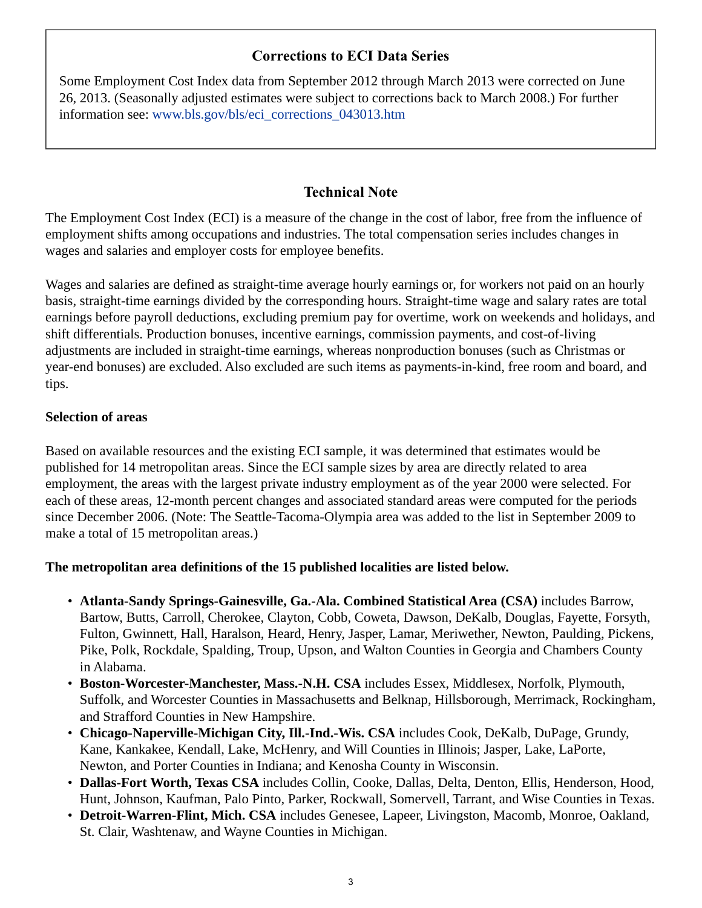## Corrections to ECI Data Series

Some Employment Cost Index data from September 2012 through March 2013 were corrected on June 26, 2013. (Seasonally adjusted estimates were subject to corrections back to March 2008.) For further information see: www.bls.gov/bls/eci_corrections_043013.htm

## Technical Note

The Employment Cost Index (ECI) is a measure of the change in the cost of labor, free from the influence of employment shifts among occupations and industries. The total compensation series includes changes in wages and salaries and employer costs for employee benefits.

Wages and salaries are defined as straight-time average hourly earnings or, for workers not paid on an hourly basis, straight-time earnings divided by the corresponding hours. Straight-time wage and salary rates are total earnings before payroll deductions, excluding premium pay for overtime, work on weekends and holidays, and shift differentials. Production bonuses, incentive earnings, commission payments, and cost-of-living adjustments are included in straight-time earnings, whereas nonproduction bonuses (such as Christmas or year-end bonuses) are excluded. Also excluded are such items as payments-in-kind, free room and board, and tips.

### Selection of areas

Based on available resources and the existing ECI sample, it was determined that estimates would be published for 14 metropolitan areas. Since the ECI sample sizes by area are directly related to area employment, the areas with the largest private industry employment as of the year 2000 were selected. For each of these areas, 12-month percent changes and associated standard areas were computed for the periods since December 2006. (Note: The Seattle-Tacoma-Olympia area was added to the list in September 2009 to make a total of 15 metropolitan areas.)

**The metropolitan area definitions of the 15 published localities are listed below.**

- **Atlanta-Sandy Springs-Gainesville, Ga.-Ala. Combined Statistical Area (CSA)** includes Barrow, Bartow, Butts, Carroll, Cherokee, Clayton, Cobb, Coweta, Dawson, DeKalb, Douglas, Fayette, Forsyth, Fulton, Gwinnett, Hall, Haralson, Heard, Henry, Jasper, Lamar, Meriwether, Newton, Paulding, Pickens, Pike, Polk, Rockdale, Spalding, Troup, Upson, and Walton Counties in Georgia and Chambers County in Alabama.
- **Boston-Worcester-Manchester, Mass.-N.H. CSA** includes Essex, Middlesex, Norfolk, Plymouth, Suffolk, and Worcester Counties in Massachusetts and Belknap, Hillsborough, Merrimack, Rockingham, and Strafford Counties in New Hampshire.
- **Chicago-Naperville-Michigan City, Ill.-Ind.-Wis. CSA** includes Cook, DeKalb, DuPage, Grundy, Kane, Kankakee, Kendall, Lake, McHenry, and Will Counties in Illinois; Jasper, Lake, LaPorte, Newton, and Porter Counties in Indiana; and Kenosha County in Wisconsin.
- **Dallas-Fort Worth, Texas CSA** includes Collin, Cooke, Dallas, Delta, Denton, Ellis, Henderson, Hood, Hunt, Johnson, Kaufman, Palo Pinto, Parker, Rockwall, Somervell, Tarrant, and Wise Counties in Texas.
- **Detroit-Warren-Flint, Mich. CSA** includes Genesee, Lapeer, Livingston, Macomb, Monroe, Oakland, St. Clair, Washtenaw, and Wayne Counties in Michigan.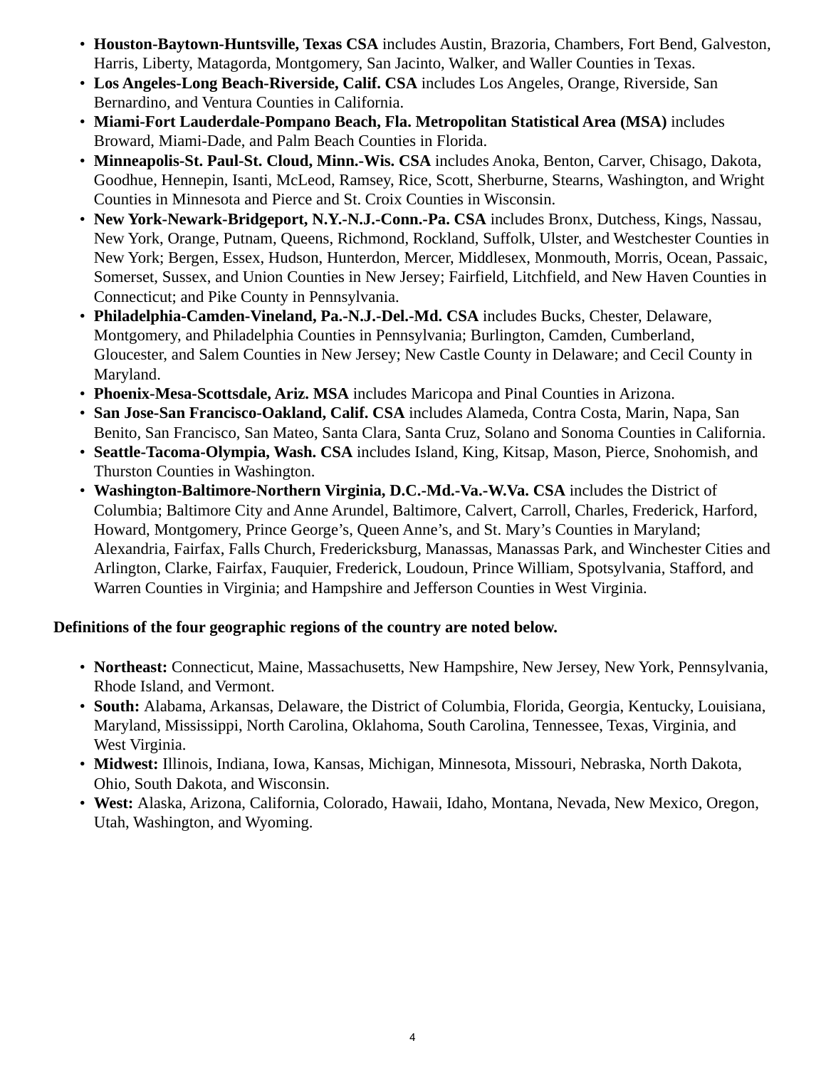- **Houston-Baytown-Huntsville, Texas CSA** includes Austin, Brazoria, Chambers, Fort Bend, Galveston, Harris, Liberty, Matagorda, Montgomery, San Jacinto, Walker, and Waller Counties in Texas.
- **Los Angeles-Long Beach-Riverside, Calif. CSA** includes Los Angeles, Orange, Riverside, San Bernardino, and Ventura Counties in California.
- **Miami-Fort Lauderdale-Pompano Beach, Fla. Metropolitan Statistical Area (MSA)** includes Broward, Miami-Dade, and Palm Beach Counties in Florida.
- **Minneapolis-St. Paul-St. Cloud, Minn.-Wis. CSA** includes Anoka, Benton, Carver, Chisago, Dakota, Goodhue, Hennepin, Isanti, McLeod, Ramsey, Rice, Scott, Sherburne, Stearns, Washington, and Wright Counties in Minnesota and Pierce and St. Croix Counties in Wisconsin.
- **New York-Newark-Bridgeport, N.Y.-N.J.-Conn.-Pa. CSA** includes Bronx, Dutchess, Kings, Nassau, New York, Orange, Putnam, Queens, Richmond, Rockland, Suffolk, Ulster, and Westchester Counties in New York; Bergen, Essex, Hudson, Hunterdon, Mercer, Middlesex, Monmouth, Morris, Ocean, Passaic, Somerset, Sussex, and Union Counties in New Jersey; Fairfield, Litchfield, and New Haven Counties in Connecticut; and Pike County in Pennsylvania.
- **Philadelphia-Camden-Vineland, Pa.-N.J.-Del.-Md. CSA** includes Bucks, Chester, Delaware, Montgomery, and Philadelphia Counties in Pennsylvania; Burlington, Camden, Cumberland, Gloucester, and Salem Counties in New Jersey; New Castle County in Delaware; and Cecil County in Maryland.
- **Phoenix-Mesa-Scottsdale, Ariz. MSA** includes Maricopa and Pinal Counties in Arizona.
- **San Jose-San Francisco-Oakland, Calif. CSA** includes Alameda, Contra Costa, Marin, Napa, San Benito, San Francisco, San Mateo, Santa Clara, Santa Cruz, Solano and Sonoma Counties in California.
- **Seattle-Tacoma-Olympia, Wash. CSA** includes Island, King, Kitsap, Mason, Pierce, Snohomish, and Thurston Counties in Washington.
- **Washington-Baltimore-Northern Virginia, D.C.-Md.-Va.-W.Va. CSA** includes the District of Columbia; Baltimore City and Anne Arundel, Baltimore, Calvert, Carroll, Charles, Frederick, Harford, Howard, Montgomery, Prince George's, Queen Anne's, and St. Mary's Counties in Maryland; Alexandria, Fairfax, Falls Church, Fredericksburg, Manassas, Manassas Park, and Winchester Cities and Arlington, Clarke, Fairfax, Fauquier, Frederick, Loudoun, Prince William, Spotsylvania, Stafford, and Warren Counties in Virginia; and Hampshire and Jefferson Counties in West Virginia.

**Definitions of the four geographic regions of the country are noted below.**

- **Northeast:** Connecticut, Maine, Massachusetts, New Hampshire, New Jersey, New York, Pennsylvania, Rhode Island, and Vermont.
- **South:** Alabama, Arkansas, Delaware, the District of Columbia, Florida, Georgia, Kentucky, Louisiana, Maryland, Mississippi, North Carolina, Oklahoma, South Carolina, Tennessee, Texas, Virginia, and West Virginia.
- **Midwest:** Illinois, Indiana, Iowa, Kansas, Michigan, Minnesota, Missouri, Nebraska, North Dakota, Ohio, South Dakota, and Wisconsin.
- **West:** Alaska, Arizona, California, Colorado, Hawaii, Idaho, Montana, Nevada, New Mexico, Oregon, Utah, Washington, and Wyoming.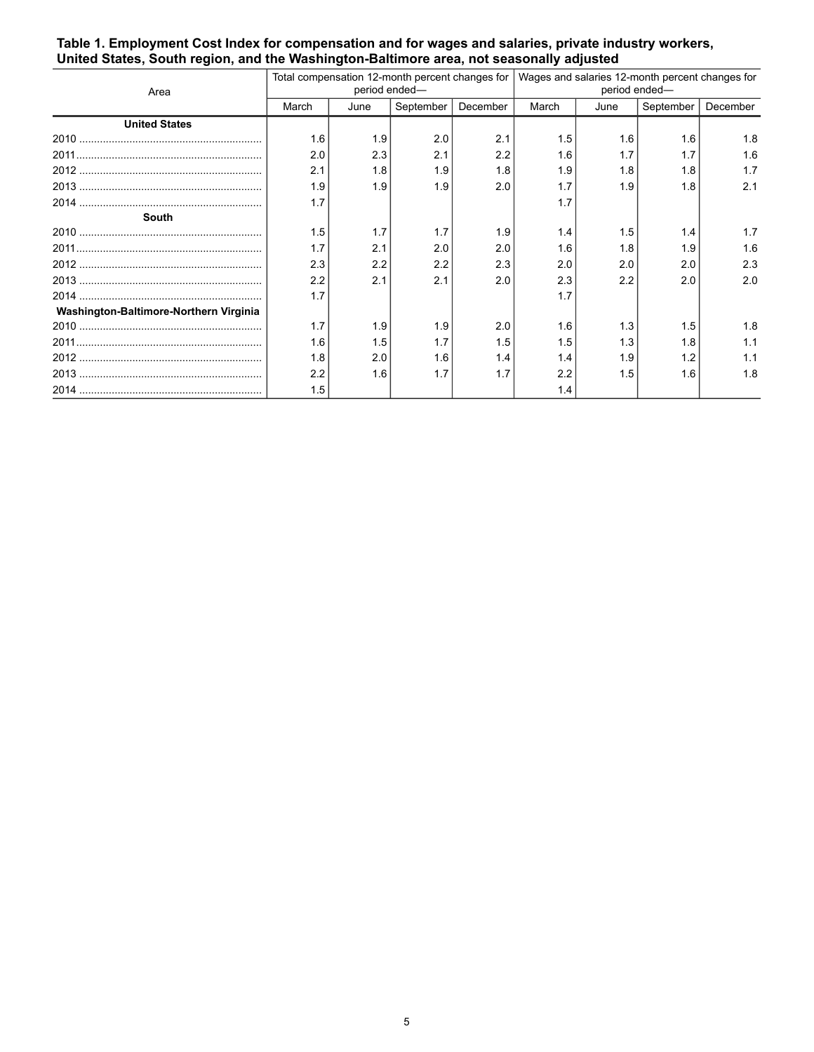**Table 1. Employment Cost Index for compensation and for wages and salaries, private industry workers, United States, South region, and the Washington-Baltimore area, not seasonally adjusted**

| Area | Total compensation 12-month percent changes for period ended— | | | | Wages and salaries 12-month percent changes for period ended— | | | |
|---|---|---|---|---|---|---|---|---|
| | March | June | September | December | March | June | September | December |
| **United States** | | | | | | | | |
| 2010 | 1.6 | 1.9 | 2.0 | 2.1 | 1.5 | 1.6 | 1.6 | 1.8 |
| 2011 | 2.0 | 2.3 | 2.1 | 2.2 | 1.6 | 1.7 | 1.7 | 1.6 |
| 2012 | 2.1 | 1.8 | 1.9 | 1.8 | 1.9 | 1.8 | 1.8 | 1.7 |
| 2013 | 1.9 | 1.9 | 1.9 | 2.0 | 1.7 | 1.9 | 1.8 | 2.1 |
| 2014 | 1.7 | | | | 1.7 | | | |
| **South** | | | | | | | | |
| 2010 | 1.5 | 1.7 | 1.7 | 1.9 | 1.4 | 1.5 | 1.4 | 1.7 |
| 2011 | 1.7 | 2.1 | 2.0 | 2.0 | 1.6 | 1.8 | 1.9 | 1.6 |
| 2012 | 2.3 | 2.2 | 2.2 | 2.3 | 2.0 | 2.0 | 2.0 | 2.3 |
| 2013 | 2.2 | 2.1 | 2.1 | 2.0 | 2.3 | 2.2 | 2.0 | 2.0 |
| 2014 | 1.7 | | | | 1.7 | | | |
| **Washington-Baltimore-Northern Virginia** | | | | | | | | |
| 2010 | 1.7 | 1.9 | 1.9 | 2.0 | 1.6 | 1.3 | 1.5 | 1.8 |
| 2011 | 1.6 | 1.5 | 1.7 | 1.5 | 1.5 | 1.3 | 1.8 | 1.1 |
| 2012 | 1.8 | 2.0 | 1.6 | 1.4 | 1.4 | 1.9 | 1.2 | 1.1 |
| 2013 | 2.2 | 1.6 | 1.7 | 1.7 | 2.2 | 1.5 | 1.6 | 1.8 |
| 2014 | 1.5 | | | | 1.4 | | | |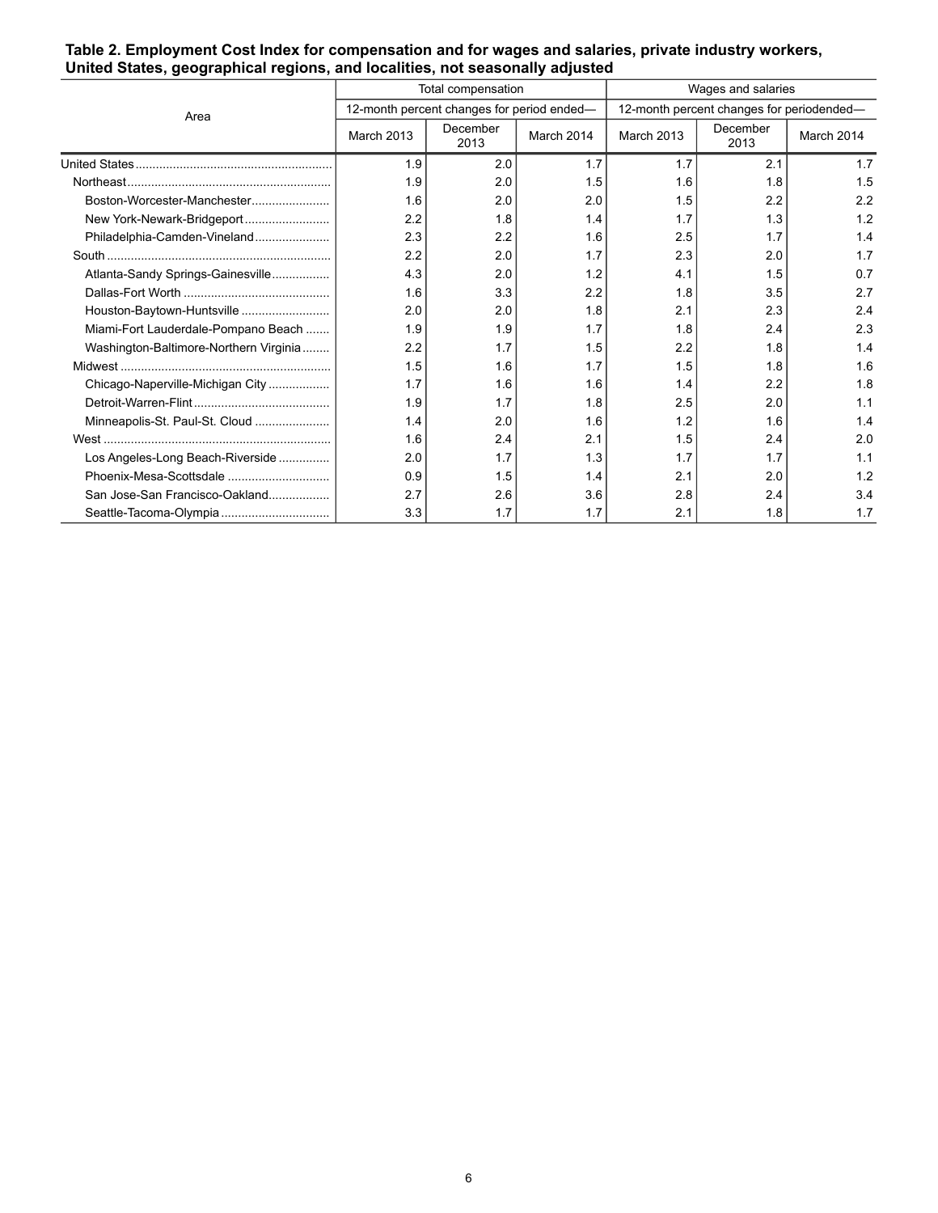**Table 2. Employment Cost Index for compensation and for wages and salaries, private industry workers, United States, geographical regions, and localities, not seasonally adjusted**

| Area | Total compensation | | | Wages and salaries | | |
|---|---|---|---|---|---|---|
| | 12-month percent changes for period ended— | | | 12-month percent changes for periodended— | | |
| | March 2013 | December 2013 | March 2014 | March 2013 | December 2013 | March 2014 |
| United States | 1.9 | 2.0 | 1.7 | 1.7 | 2.1 | 1.7 |
| Northeast | 1.9 | 2.0 | 1.5 | 1.6 | 1.8 | 1.5 |
| Boston-Worcester-Manchester | 1.6 | 2.0 | 2.0 | 1.5 | 2.2 | 2.2 |
| New York-Newark-Bridgeport | 2.2 | 1.8 | 1.4 | 1.7 | 1.3 | 1.2 |
| Philadelphia-Camden-Vineland | 2.3 | 2.2 | 1.6 | 2.5 | 1.7 | 1.4 |
| South | 2.2 | 2.0 | 1.7 | 2.3 | 2.0 | 1.7 |
| Atlanta-Sandy Springs-Gainesville | 4.3 | 2.0 | 1.2 | 4.1 | 1.5 | 0.7 |
| Dallas-Fort Worth | 1.6 | 3.3 | 2.2 | 1.8 | 3.5 | 2.7 |
| Houston-Baytown-Huntsville | 2.0 | 2.0 | 1.8 | 2.1 | 2.3 | 2.4 |
| Miami-Fort Lauderdale-Pompano Beach | 1.9 | 1.9 | 1.7 | 1.8 | 2.4 | 2.3 |
| Washington-Baltimore-Northern Virginia | 2.2 | 1.7 | 1.5 | 2.2 | 1.8 | 1.4 |
| Midwest | 1.5 | 1.6 | 1.7 | 1.5 | 1.8 | 1.6 |
| Chicago-Naperville-Michigan City | 1.7 | 1.6 | 1.6 | 1.4 | 2.2 | 1.8 |
| Detroit-Warren-Flint | 1.9 | 1.7 | 1.8 | 2.5 | 2.0 | 1.1 |
| Minneapolis-St. Paul-St. Cloud | 1.4 | 2.0 | 1.6 | 1.2 | 1.6 | 1.4 |
| West | 1.6 | 2.4 | 2.1 | 1.5 | 2.4 | 2.0 |
| Los Angeles-Long Beach-Riverside | 2.0 | 1.7 | 1.3 | 1.7 | 1.7 | 1.1 |
| Phoenix-Mesa-Scottsdale | 0.9 | 1.5 | 1.4 | 2.1 | 2.0 | 1.2 |
| San Jose-San Francisco-Oakland | 2.7 | 2.6 | 3.6 | 2.8 | 2.4 | 3.4 |
| Seattle-Tacoma-Olympia | 3.3 | 1.7 | 1.7 | 2.1 | 1.8 | 1.7 |